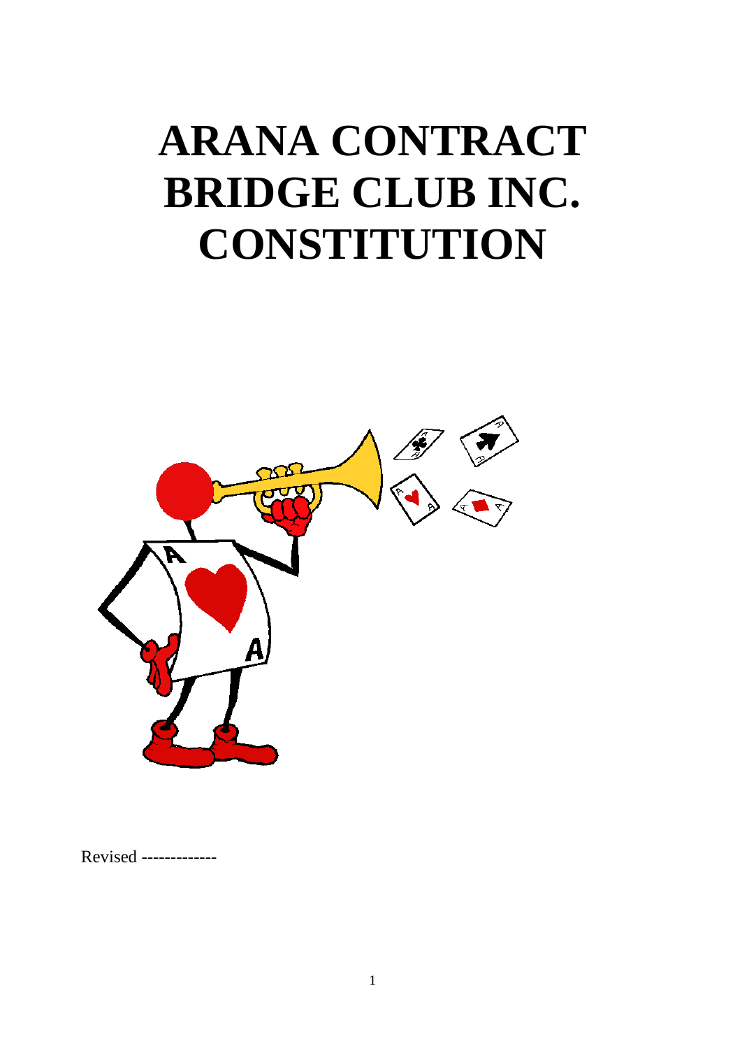# ARANA CONTRACT BRIDGE CLUB INC. CONSTITUTION

Revised -------------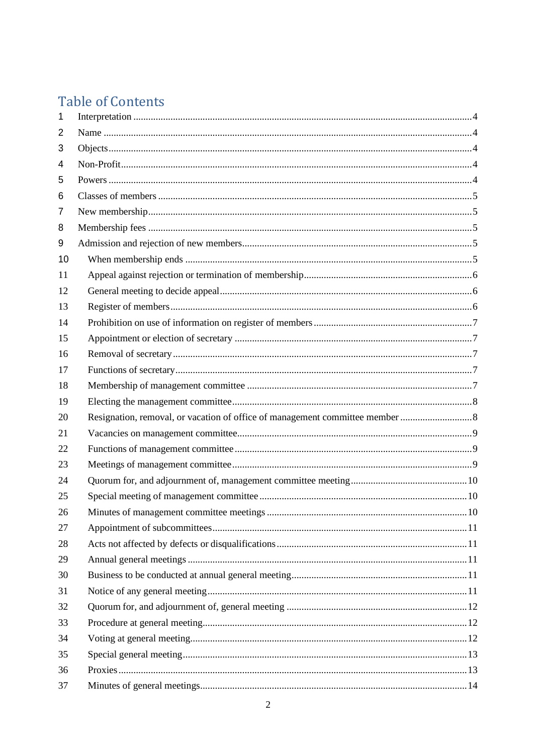## Table of Contents

1 Interpretation ....................................................................................................................4
2 Name ....................................................................................................................4
3 Objects....................................................................................................................4
4 Non-Profit....................................................................................................................4
5 Powers ....................................................................................................................4
6 Classes of members ....................................................................................................................5
7 New membership....................................................................................................................5
8 Membership fees ....................................................................................................................5
9 Admission and rejection of new members....................................................................................................................5
10 When membership ends ....................................................................................................................5
11 Appeal against rejection or termination of membership....................................................................................................................6
12 General meeting to decide appeal....................................................................................................................6
13 Register of members....................................................................................................................6
14 Prohibition on use of information on register of members ....................................................................................................................7
15 Appointment or election of secretary ....................................................................................................................7
16 Removal of secretary....................................................................................................................7
17 Functions of secretary....................................................................................................................7
18 Membership of management committee ....................................................................................................................7
19 Electing the management committee....................................................................................................................8
20 Resignation, removal, or vacation of office of management committee member ....................................................................................................................8
21 Vacancies on management committee....................................................................................................................9
22 Functions of management committee ....................................................................................................................9
23 Meetings of management committee....................................................................................................................9
24 Quorum for, and adjournment of, management committee meeting....................................................................................................................10
25 Special meeting of management committee ....................................................................................................................10
26 Minutes of management committee meetings ....................................................................................................................10
27 Appointment of subcommittees....................................................................................................................11
28 Acts not affected by defects or disqualifications....................................................................................................................11
29 Annual general meetings ....................................................................................................................11
30 Business to be conducted at annual general meeting....................................................................................................................11
31 Notice of any general meeting....................................................................................................................11
32 Quorum for, and adjournment of, general meeting ....................................................................................................................12
33 Procedure at general meeting....................................................................................................................12
34 Voting at general meeting....................................................................................................................12
35 Special general meeting....................................................................................................................13
36 Proxies....................................................................................................................13
37 Minutes of general meetings....................................................................................................................14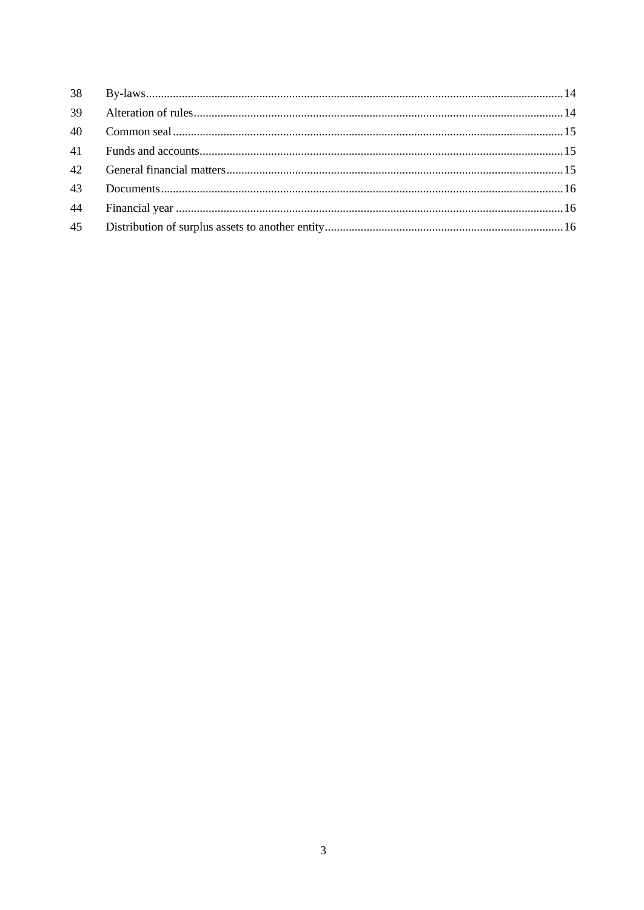| | | |
|---|---|---|
| 38 | By-laws | 14 |
| 39 | Alteration of rules | 14 |
| 40 | Common seal | 15 |
| 41 | Funds and accounts | 15 |
| 42 | General financial matters | 15 |
| 43 | Documents | 16 |
| 44 | Financial year | 16 |
| 45 | Distribution of surplus assets to another entity | 16 |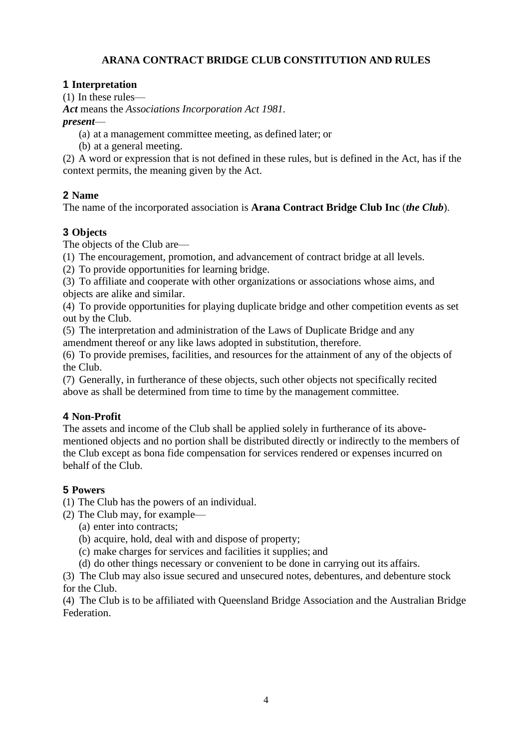# ARANA CONTRACT BRIDGE CLUB CONSTITUTION AND RULES

## 1 Interpretation

(1) In these rules—

***Act*** means the *Associations Incorporation Act 1981.*

***present***—

(a) at a management committee meeting, as defined later; or

(b) at a general meeting.

(2) A word or expression that is not defined in these rules, but is defined in the Act, has if the context permits, the meaning given by the Act.

## 2 Name

The name of the incorporated association is **Arana Contract Bridge Club Inc** (***the Club***).

## 3 Objects

The objects of the Club are—

(1) The encouragement, promotion, and advancement of contract bridge at all levels.

(2) To provide opportunities for learning bridge.

(3) To affiliate and cooperate with other organizations or associations whose aims, and objects are alike and similar.

(4) To provide opportunities for playing duplicate bridge and other competition events as set out by the Club.

(5) The interpretation and administration of the Laws of Duplicate Bridge and any amendment thereof or any like laws adopted in substitution, therefore.

(6) To provide premises, facilities, and resources for the attainment of any of the objects of the Club.

(7) Generally, in furtherance of these objects, such other objects not specifically recited above as shall be determined from time to time by the management committee.

## 4 Non-Profit

The assets and income of the Club shall be applied solely in furtherance of its above-mentioned objects and no portion shall be distributed directly or indirectly to the members of the Club except as bona fide compensation for services rendered or expenses incurred on behalf of the Club.

## 5 Powers

(1) The Club has the powers of an individual.

(2) The Club may, for example—

(a) enter into contracts;

(b) acquire, hold, deal with and dispose of property;

(c) make charges for services and facilities it supplies; and

(d) do other things necessary or convenient to be done in carrying out its affairs.

(3) The Club may also issue secured and unsecured notes, debentures, and debenture stock for the Club.

(4) The Club is to be affiliated with Queensland Bridge Association and the Australian Bridge Federation.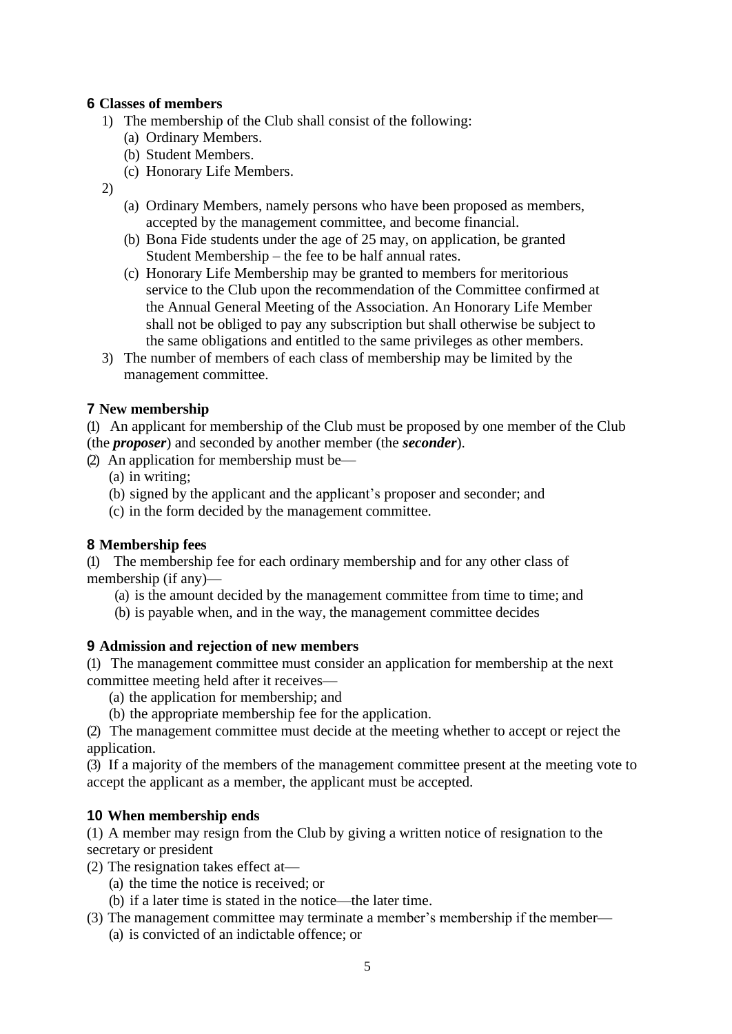### 6 Classes of members

1) The membership of the Club shall consist of the following:
   - (a) Ordinary Members.
   - (b) Student Members.
   - (c) Honorary Life Members.
2)
   - (a) Ordinary Members, namely persons who have been proposed as members, accepted by the management committee, and become financial.
   - (b) Bona Fide students under the age of 25 may, on application, be granted Student Membership – the fee to be half annual rates.
   - (c) Honorary Life Membership may be granted to members for meritorious service to the Club upon the recommendation of the Committee confirmed at the Annual General Meeting of the Association. An Honorary Life Member shall not be obliged to pay any subscription but shall otherwise be subject to the same obligations and entitled to the same privileges as other members.
3) The number of members of each class of membership may be limited by the management committee.

### 7 New membership

(1) An applicant for membership of the Club must be proposed by one member of the Club (the ***proposer***) and seconded by another member (the ***seconder***).

(2) An application for membership must be—

- (a) in writing;
- (b) signed by the applicant and the applicant's proposer and seconder; and
- (c) in the form decided by the management committee.

### 8 Membership fees

(1) The membership fee for each ordinary membership and for any other class of membership (if any)—

- (a) is the amount decided by the management committee from time to time; and
- (b) is payable when, and in the way, the management committee decides

### 9 Admission and rejection of new members

(1) The management committee must consider an application for membership at the next committee meeting held after it receives—

- (a) the application for membership; and
- (b) the appropriate membership fee for the application.

(2) The management committee must decide at the meeting whether to accept or reject the application.

(3) If a majority of the members of the management committee present at the meeting vote to accept the applicant as a member, the applicant must be accepted.

### 10 When membership ends

(1) A member may resign from the Club by giving a written notice of resignation to the secretary or president

(2) The resignation takes effect at—

- (a) the time the notice is received; or
- (b) if a later time is stated in the notice—the later time.

(3) The management committee may terminate a member's membership if the member—

- (a) is convicted of an indictable offence; or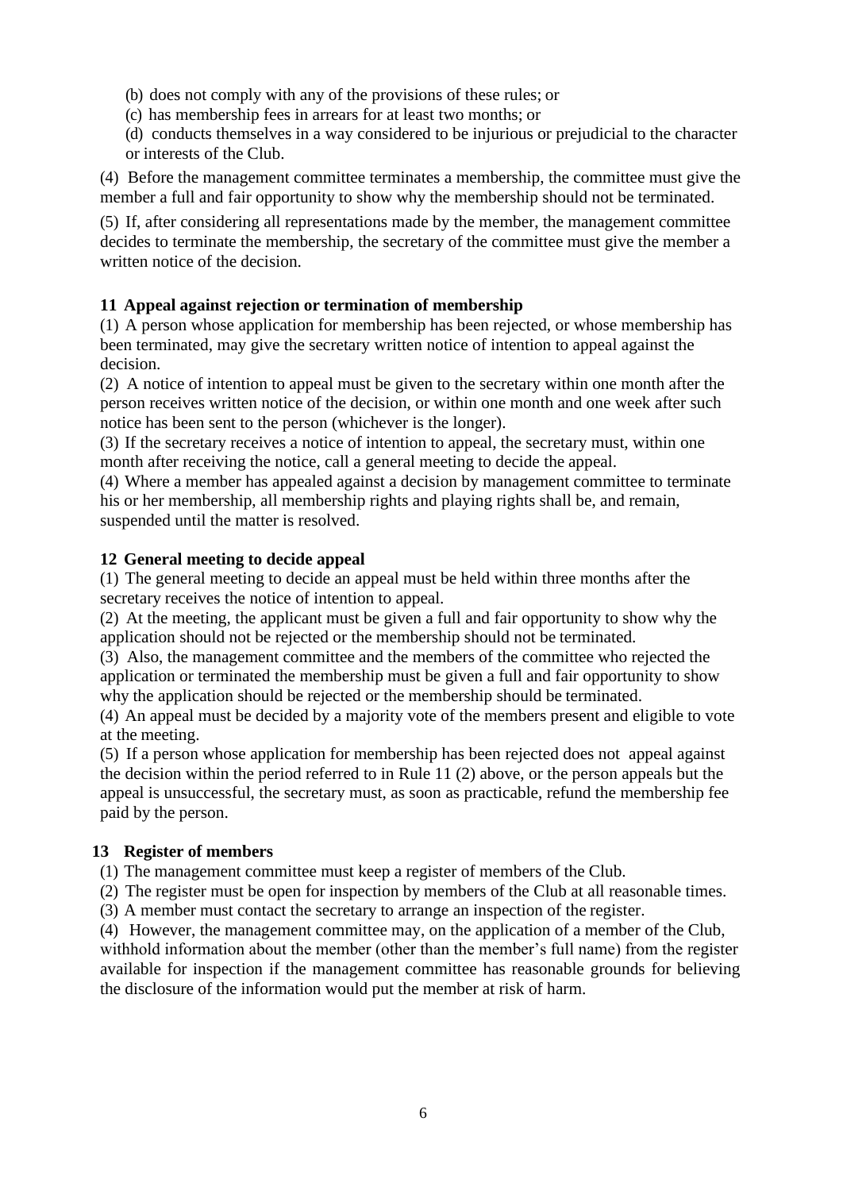(b) does not comply with any of the provisions of these rules; or

(c) has membership fees in arrears for at least two months; or

(d) conducts themselves in a way considered to be injurious or prejudicial to the character or interests of the Club.

(4) Before the management committee terminates a membership, the committee must give the member a full and fair opportunity to show why the membership should not be terminated.

(5) If, after considering all representations made by the member, the management committee decides to terminate the membership, the secretary of the committee must give the member a written notice of the decision.

**11 Appeal against rejection or termination of membership**

(1) A person whose application for membership has been rejected, or whose membership has been terminated, may give the secretary written notice of intention to appeal against the decision.

(2) A notice of intention to appeal must be given to the secretary within one month after the person receives written notice of the decision, or within one month and one week after such notice has been sent to the person (whichever is the longer).

(3) If the secretary receives a notice of intention to appeal, the secretary must, within one month after receiving the notice, call a general meeting to decide the appeal.

(4) Where a member has appealed against a decision by management committee to terminate his or her membership, all membership rights and playing rights shall be, and remain, suspended until the matter is resolved.

**12 General meeting to decide appeal**

(1) The general meeting to decide an appeal must be held within three months after the secretary receives the notice of intention to appeal.

(2) At the meeting, the applicant must be given a full and fair opportunity to show why the application should not be rejected or the membership should not be terminated.

(3) Also, the management committee and the members of the committee who rejected the application or terminated the membership must be given a full and fair opportunity to show why the application should be rejected or the membership should be terminated.

(4) An appeal must be decided by a majority vote of the members present and eligible to vote at the meeting.

(5) If a person whose application for membership has been rejected does not appeal against the decision within the period referred to in Rule 11 (2) above, or the person appeals but the appeal is unsuccessful, the secretary must, as soon as practicable, refund the membership fee paid by the person.

**13 Register of members**

(1) The management committee must keep a register of members of the Club.

(2) The register must be open for inspection by members of the Club at all reasonable times.

(3) A member must contact the secretary to arrange an inspection of the register.

(4) However, the management committee may, on the application of a member of the Club, withhold information about the member (other than the member's full name) from the register available for inspection if the management committee has reasonable grounds for believing the disclosure of the information would put the member at risk of harm.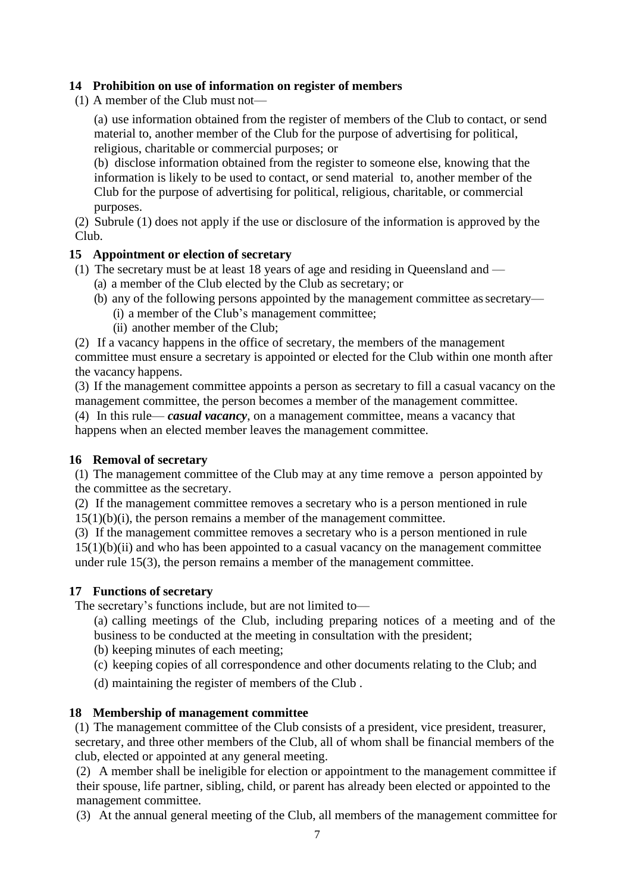### 14 Prohibition on use of information on register of members

(1) A member of the Club must not—

(a) use information obtained from the register of members of the Club to contact, or send material to, another member of the Club for the purpose of advertising for political, religious, charitable or commercial purposes; or

(b) disclose information obtained from the register to someone else, knowing that the information is likely to be used to contact, or send material to, another member of the Club for the purpose of advertising for political, religious, charitable, or commercial purposes.

(2) Subrule (1) does not apply if the use or disclosure of the information is approved by the Club.

### 15 Appointment or election of secretary

(1) The secretary must be at least 18 years of age and residing in Queensland and —

- (a) a member of the Club elected by the Club as secretary; or
- (b) any of the following persons appointed by the management committee as secretary—
  - (i) a member of the Club's management committee;
  - (ii) another member of the Club;

(2) If a vacancy happens in the office of secretary, the members of the management committee must ensure a secretary is appointed or elected for the Club within one month after the vacancy happens.

(3) If the management committee appoints a person as secretary to fill a casual vacancy on the management committee, the person becomes a member of the management committee.

(4) In this rule— ***casual vacancy***, on a management committee, means a vacancy that happens when an elected member leaves the management committee.

### 16 Removal of secretary

(1) The management committee of the Club may at any time remove a person appointed by the committee as the secretary.

(2) If the management committee removes a secretary who is a person mentioned in rule 15(1)(b)(i), the person remains a member of the management committee.

(3) If the management committee removes a secretary who is a person mentioned in rule 15(1)(b)(ii) and who has been appointed to a casual vacancy on the management committee under rule 15(3), the person remains a member of the management committee.

### 17 Functions of secretary

The secretary's functions include, but are not limited to—

(a) calling meetings of the Club, including preparing notices of a meeting and of the business to be conducted at the meeting in consultation with the president;

(b) keeping minutes of each meeting;

(c) keeping copies of all correspondence and other documents relating to the Club; and

(d) maintaining the register of members of the Club .

### 18 Membership of management committee

(1) The management committee of the Club consists of a president, vice president, treasurer, secretary, and three other members of the Club, all of whom shall be financial members of the club, elected or appointed at any general meeting.

(2) A member shall be ineligible for election or appointment to the management committee if their spouse, life partner, sibling, child, or parent has already been elected or appointed to the management committee.

(3) At the annual general meeting of the Club, all members of the management committee for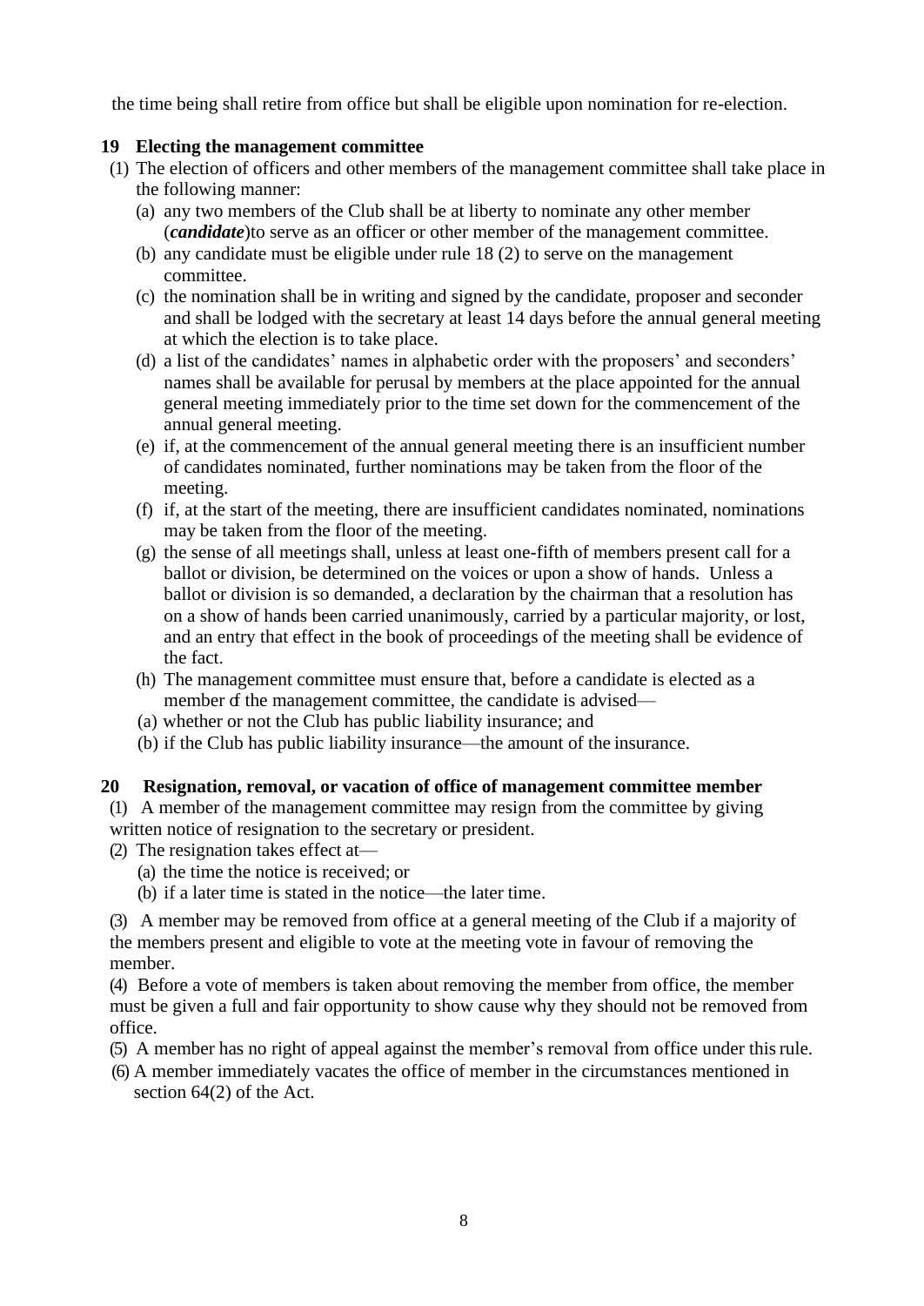the time being shall retire from office but shall be eligible upon nomination for re-election.

**19 Electing the management committee**

(1) The election of officers and other members of the management committee shall take place in the following manner:

(a) any two members of the Club shall be at liberty to nominate any other member (***candidate***)to serve as an officer or other member of the management committee.

(b) any candidate must be eligible under rule 18 (2) to serve on the management committee.

(c) the nomination shall be in writing and signed by the candidate, proposer and seconder and shall be lodged with the secretary at least 14 days before the annual general meeting at which the election is to take place.

(d) a list of the candidates' names in alphabetic order with the proposers' and seconders' names shall be available for perusal by members at the place appointed for the annual general meeting immediately prior to the time set down for the commencement of the annual general meeting.

(e) if, at the commencement of the annual general meeting there is an insufficient number of candidates nominated, further nominations may be taken from the floor of the meeting.

(f) if, at the start of the meeting, there are insufficient candidates nominated, nominations may be taken from the floor of the meeting.

(g) the sense of all meetings shall, unless at least one-fifth of members present call for a ballot or division, be determined on the voices or upon a show of hands. Unless a ballot or division is so demanded, a declaration by the chairman that a resolution has on a show of hands been carried unanimously, carried by a particular majority, or lost, and an entry that effect in the book of proceedings of the meeting shall be evidence of the fact.

(h) The management committee must ensure that, before a candidate is elected as a member of the management committee, the candidate is advised—

(a) whether or not the Club has public liability insurance; and

(b) if the Club has public liability insurance—the amount of the insurance.

**20 Resignation, removal, or vacation of office of management committee member**

(1) A member of the management committee may resign from the committee by giving written notice of resignation to the secretary or president.

(2) The resignation takes effect at—

(a) the time the notice is received; or

(b) if a later time is stated in the notice—the later time.

(3) A member may be removed from office at a general meeting of the Club if a majority of the members present and eligible to vote at the meeting vote in favour of removing the member.

(4) Before a vote of members is taken about removing the member from office, the member must be given a full and fair opportunity to show cause why they should not be removed from office.

(5) A member has no right of appeal against the member's removal from office under this rule.

(6) A member immediately vacates the office of member in the circumstances mentioned in section 64(2) of the Act.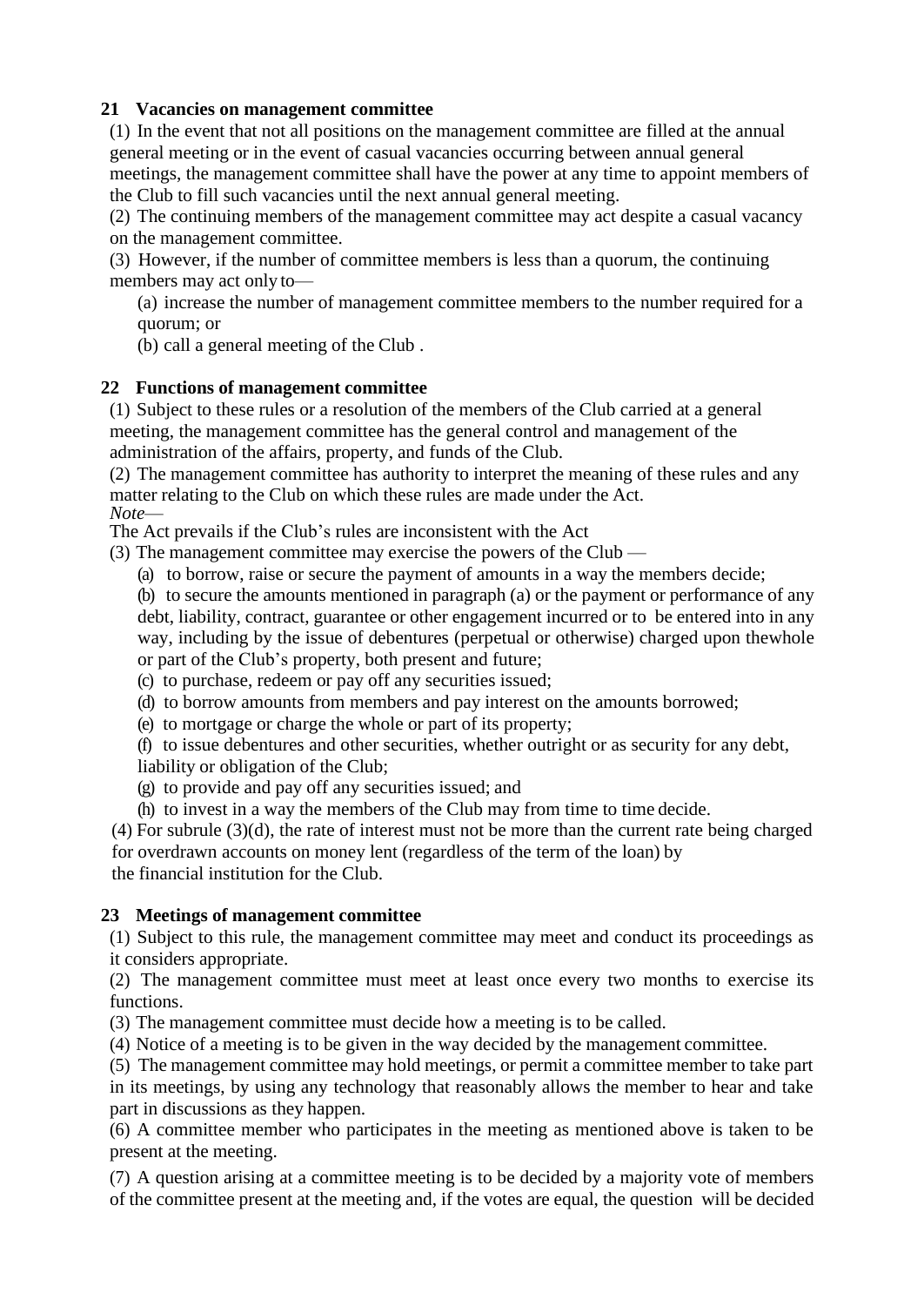### 21 Vacancies on management committee

(1) In the event that not all positions on the management committee are filled at the annual general meeting or in the event of casual vacancies occurring between annual general meetings, the management committee shall have the power at any time to appoint members of the Club to fill such vacancies until the next annual general meeting.

(2) The continuing members of the management committee may act despite a casual vacancy on the management committee.

(3) However, if the number of committee members is less than a quorum, the continuing members may act only to—

(a) increase the number of management committee members to the number required for a quorum; or

(b) call a general meeting of the Club .

### 22 Functions of management committee

(1) Subject to these rules or a resolution of the members of the Club carried at a general meeting, the management committee has the general control and management of the administration of the affairs, property, and funds of the Club.

(2) The management committee has authority to interpret the meaning of these rules and any matter relating to the Club on which these rules are made under the Act.

*Note*—

The Act prevails if the Club's rules are inconsistent with the Act

(3) The management committee may exercise the powers of the Club —

(a) to borrow, raise or secure the payment of amounts in a way the members decide;

(b) to secure the amounts mentioned in paragraph (a) or the payment or performance of any debt, liability, contract, guarantee or other engagement incurred or to be entered into in any way, including by the issue of debentures (perpetual or otherwise) charged upon thewhole or part of the Club's property, both present and future;

(c) to purchase, redeem or pay off any securities issued;

(d) to borrow amounts from members and pay interest on the amounts borrowed;

(e) to mortgage or charge the whole or part of its property;

(f) to issue debentures and other securities, whether outright or as security for any debt, liability or obligation of the Club;

(g) to provide and pay off any securities issued; and

(h) to invest in a way the members of the Club may from time to time decide.

(4) For subrule (3)(d), the rate of interest must not be more than the current rate being charged for overdrawn accounts on money lent (regardless of the term of the loan) by the financial institution for the Club.

### 23 Meetings of management committee

(1) Subject to this rule, the management committee may meet and conduct its proceedings as it considers appropriate.

(2) The management committee must meet at least once every two months to exercise its functions.

(3) The management committee must decide how a meeting is to be called.

(4) Notice of a meeting is to be given in the way decided by the management committee.

(5) The management committee may hold meetings, or permit a committee member to take part in its meetings, by using any technology that reasonably allows the member to hear and take part in discussions as they happen.

(6) A committee member who participates in the meeting as mentioned above is taken to be present at the meeting.

(7) A question arising at a committee meeting is to be decided by a majority vote of members of the committee present at the meeting and, if the votes are equal, the question will be decided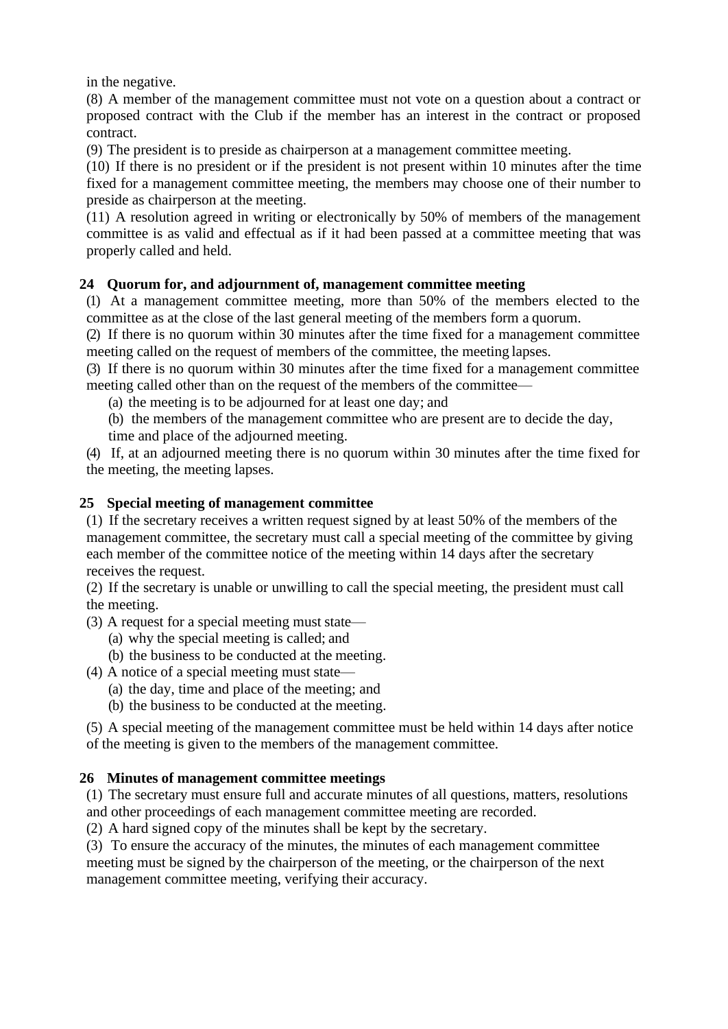in the negative.

(8) A member of the management committee must not vote on a question about a contract or proposed contract with the Club if the member has an interest in the contract or proposed contract.

(9) The president is to preside as chairperson at a management committee meeting.

(10) If there is no president or if the president is not present within 10 minutes after the time fixed for a management committee meeting, the members may choose one of their number to preside as chairperson at the meeting.

(11) A resolution agreed in writing or electronically by 50% of members of the management committee is as valid and effectual as if it had been passed at a committee meeting that was properly called and held.

### 24 Quorum for, and adjournment of, management committee meeting

(1) At a management committee meeting, more than 50% of the members elected to the committee as at the close of the last general meeting of the members form a quorum.

(2) If there is no quorum within 30 minutes after the time fixed for a management committee meeting called on the request of members of the committee, the meeting lapses.

(3) If there is no quorum within 30 minutes after the time fixed for a management committee meeting called other than on the request of the members of the committee—

- (a) the meeting is to be adjourned for at least one day; and
- (b) the members of the management committee who are present are to decide the day, time and place of the adjourned meeting.

(4) If, at an adjourned meeting there is no quorum within 30 minutes after the time fixed for the meeting, the meeting lapses.

### 25 Special meeting of management committee

(1) If the secretary receives a written request signed by at least 50% of the members of the management committee, the secretary must call a special meeting of the committee by giving each member of the committee notice of the meeting within 14 days after the secretary receives the request.

(2) If the secretary is unable or unwilling to call the special meeting, the president must call the meeting.

(3) A request for a special meeting must state—

- (a) why the special meeting is called; and
- (b) the business to be conducted at the meeting.

(4) A notice of a special meeting must state—

- (a) the day, time and place of the meeting; and
- (b) the business to be conducted at the meeting.

(5) A special meeting of the management committee must be held within 14 days after notice of the meeting is given to the members of the management committee.

### 26 Minutes of management committee meetings

(1) The secretary must ensure full and accurate minutes of all questions, matters, resolutions and other proceedings of each management committee meeting are recorded.

(2) A hard signed copy of the minutes shall be kept by the secretary.

(3) To ensure the accuracy of the minutes, the minutes of each management committee meeting must be signed by the chairperson of the meeting, or the chairperson of the next management committee meeting, verifying their accuracy.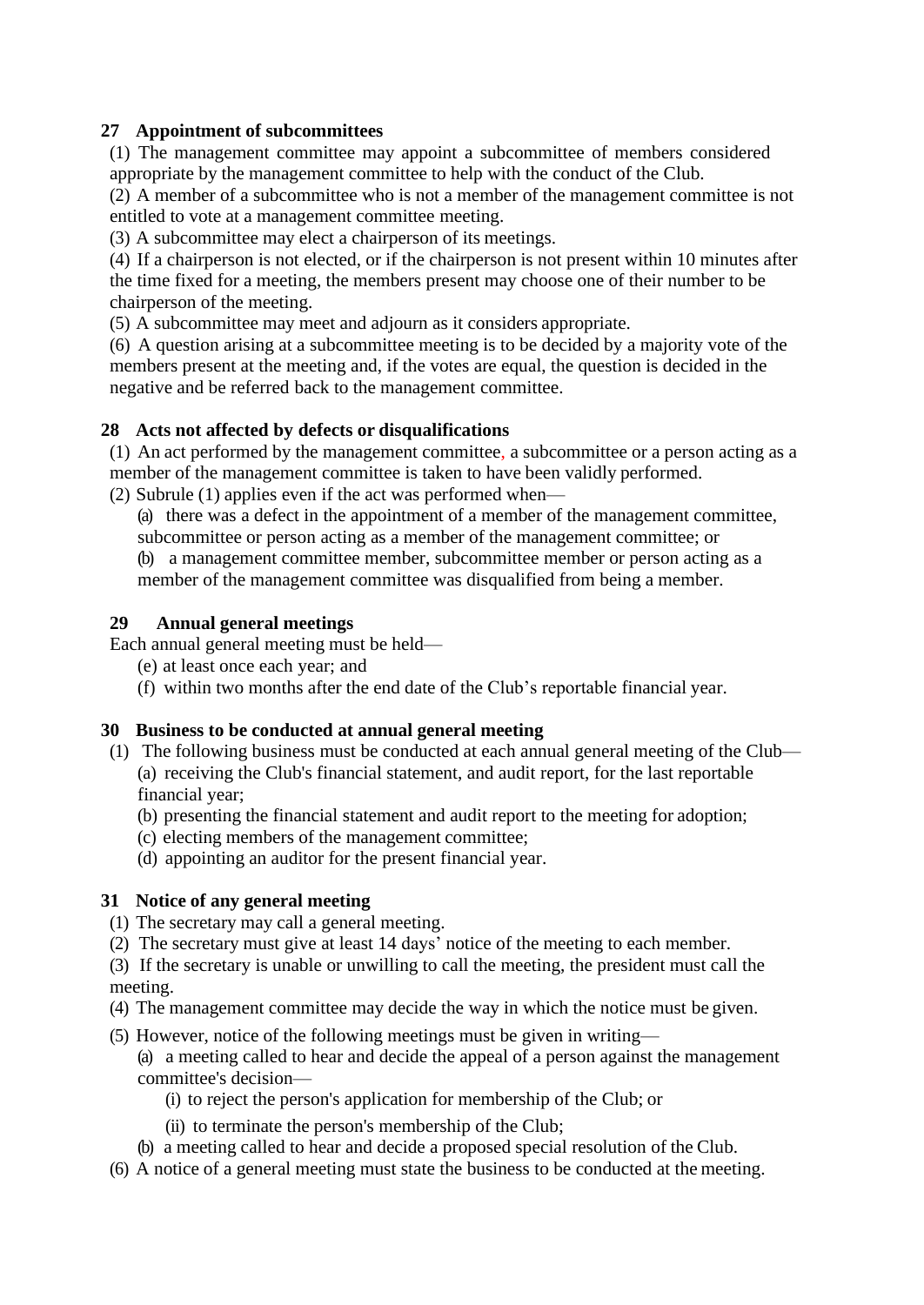**27 Appointment of subcommittees**

(1) The management committee may appoint a subcommittee of members considered appropriate by the management committee to help with the conduct of the Club.

(2) A member of a subcommittee who is not a member of the management committee is not entitled to vote at a management committee meeting.

(3) A subcommittee may elect a chairperson of its meetings.

(4) If a chairperson is not elected, or if the chairperson is not present within 10 minutes after the time fixed for a meeting, the members present may choose one of their number to be chairperson of the meeting.

(5) A subcommittee may meet and adjourn as it considers appropriate.

(6) A question arising at a subcommittee meeting is to be decided by a majority vote of the members present at the meeting and, if the votes are equal, the question is decided in the negative and be referred back to the management committee.

**28 Acts not affected by defects or disqualifications**

(1) An act performed by the management committee, a subcommittee or a person acting as a member of the management committee is taken to have been validly performed.

(2) Subrule (1) applies even if the act was performed when—

(a) there was a defect in the appointment of a member of the management committee, subcommittee or person acting as a member of the management committee; or

(b) a management committee member, subcommittee member or person acting as a member of the management committee was disqualified from being a member.

**29 Annual general meetings**

Each annual general meeting must be held—

(e) at least once each year; and

(f) within two months after the end date of the Club's reportable financial year.

**30 Business to be conducted at annual general meeting**

(1) The following business must be conducted at each annual general meeting of the Club—

(a) receiving the Club's financial statement, and audit report, for the last reportable financial year;

(b) presenting the financial statement and audit report to the meeting for adoption;

(c) electing members of the management committee;

(d) appointing an auditor for the present financial year.

**31 Notice of any general meeting**

(1) The secretary may call a general meeting.

(2) The secretary must give at least 14 days' notice of the meeting to each member.

(3) If the secretary is unable or unwilling to call the meeting, the president must call the meeting.

(4) The management committee may decide the way in which the notice must be given.

(5) However, notice of the following meetings must be given in writing—

(a) a meeting called to hear and decide the appeal of a person against the management committee's decision—

(i) to reject the person's application for membership of the Club; or

(ii) to terminate the person's membership of the Club;

(b) a meeting called to hear and decide a proposed special resolution of the Club.

(6) A notice of a general meeting must state the business to be conducted at the meeting.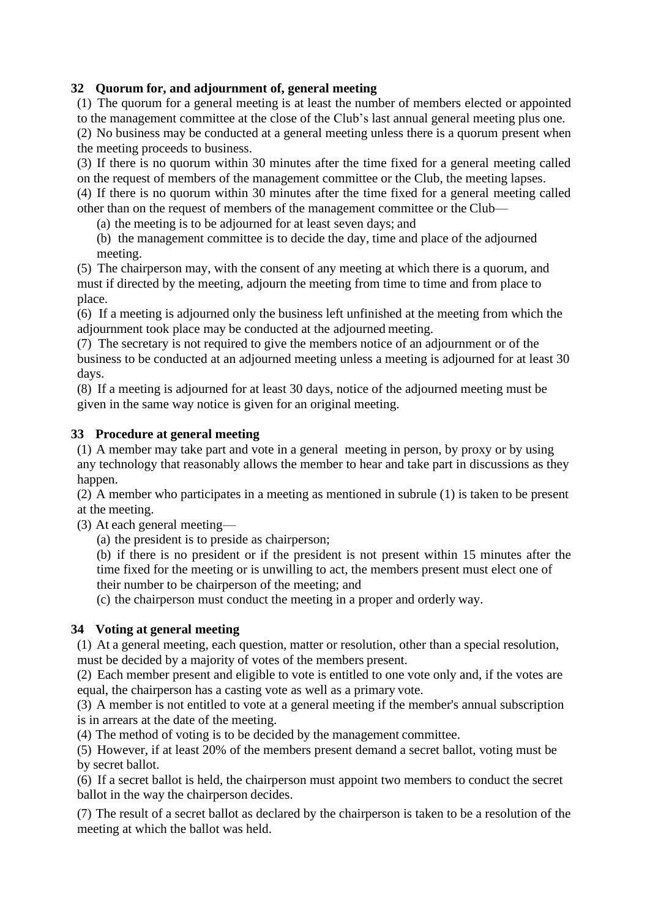### 32 Quorum for, and adjournment of, general meeting

(1) The quorum for a general meeting is at least the number of members elected or appointed to the management committee at the close of the Club's last annual general meeting plus one.

(2) No business may be conducted at a general meeting unless there is a quorum present when the meeting proceeds to business.

(3) If there is no quorum within 30 minutes after the time fixed for a general meeting called on the request of members of the management committee or the Club, the meeting lapses.

(4) If there is no quorum within 30 minutes after the time fixed for a general meeting called other than on the request of members of the management committee or the Club—

(a) the meeting is to be adjourned for at least seven days; and

(b) the management committee is to decide the day, time and place of the adjourned meeting.

(5) The chairperson may, with the consent of any meeting at which there is a quorum, and must if directed by the meeting, adjourn the meeting from time to time and from place to place.

(6) If a meeting is adjourned only the business left unfinished at the meeting from which the adjournment took place may be conducted at the adjourned meeting.

(7) The secretary is not required to give the members notice of an adjournment or of the business to be conducted at an adjourned meeting unless a meeting is adjourned for at least 30 days.

(8) If a meeting is adjourned for at least 30 days, notice of the adjourned meeting must be given in the same way notice is given for an original meeting.

### 33 Procedure at general meeting

(1) A member may take part and vote in a general meeting in person, by proxy or by using any technology that reasonably allows the member to hear and take part in discussions as they happen.

(2) A member who participates in a meeting as mentioned in subrule (1) is taken to be present at the meeting.

(3) At each general meeting—

(a) the president is to preside as chairperson;

(b) if there is no president or if the president is not present within 15 minutes after the time fixed for the meeting or is unwilling to act, the members present must elect one of their number to be chairperson of the meeting; and

(c) the chairperson must conduct the meeting in a proper and orderly way.

### 34 Voting at general meeting

(1) At a general meeting, each question, matter or resolution, other than a special resolution, must be decided by a majority of votes of the members present.

(2) Each member present and eligible to vote is entitled to one vote only and, if the votes are equal, the chairperson has a casting vote as well as a primary vote.

(3) A member is not entitled to vote at a general meeting if the member's annual subscription is in arrears at the date of the meeting.

(4) The method of voting is to be decided by the management committee.

(5) However, if at least 20% of the members present demand a secret ballot, voting must be by secret ballot.

(6) If a secret ballot is held, the chairperson must appoint two members to conduct the secret ballot in the way the chairperson decides.

(7) The result of a secret ballot as declared by the chairperson is taken to be a resolution of the meeting at which the ballot was held.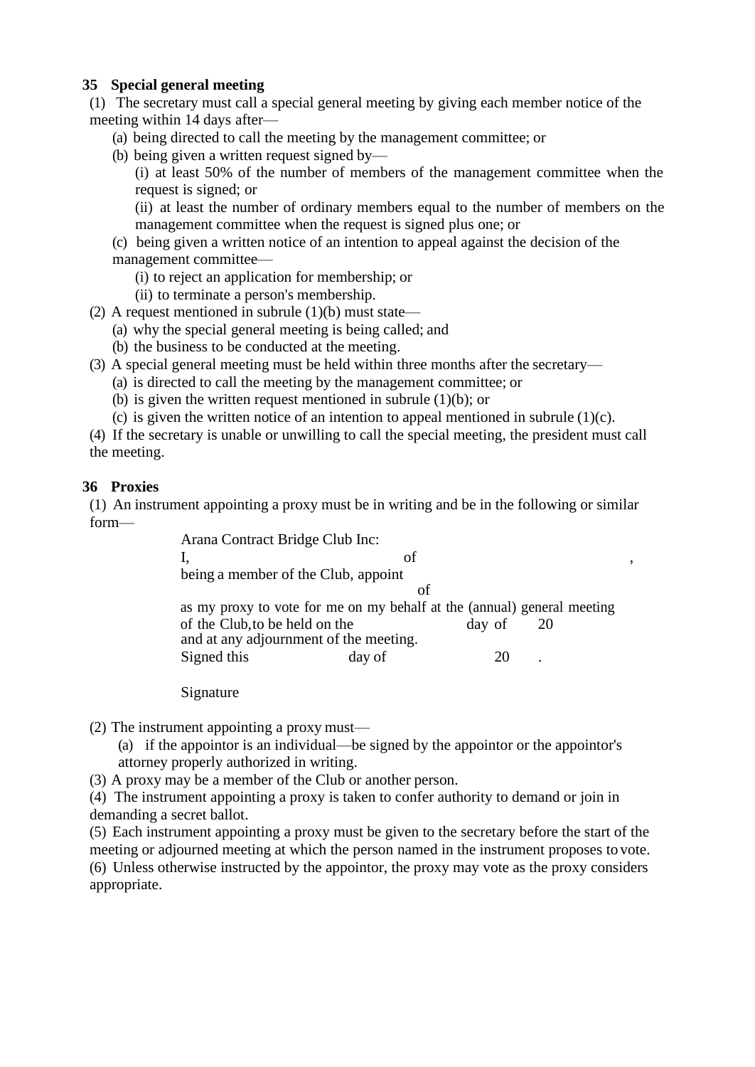**35 Special general meeting**

(1) The secretary must call a special general meeting by giving each member notice of the meeting within 14 days after—

- (a) being directed to call the meeting by the management committee; or
- (b) being given a written request signed by—
  - (i) at least 50% of the number of members of the management committee when the request is signed; or
  - (ii) at least the number of ordinary members equal to the number of members on the management committee when the request is signed plus one; or
- (c) being given a written notice of an intention to appeal against the decision of the management committee—
  - (i) to reject an application for membership; or
  - (ii) to terminate a person's membership.

(2) A request mentioned in subrule (1)(b) must state—

- (a) why the special general meeting is being called; and
- (b) the business to be conducted at the meeting.

(3) A special general meeting must be held within three months after the secretary—

- (a) is directed to call the meeting by the management committee; or
- (b) is given the written request mentioned in subrule (1)(b); or
- (c) is given the written notice of an intention to appeal mentioned in subrule (1)(c).

(4) If the secretary is unable or unwilling to call the special meeting, the president must call the meeting.

**36 Proxies**

(1) An instrument appointing a proxy must be in writing and be in the following or similar form—

> Arana Contract Bridge Club Inc:
> I, &nbsp;&nbsp;&nbsp;&nbsp;&nbsp;&nbsp;&nbsp;&nbsp;&nbsp;&nbsp;&nbsp;&nbsp; of &nbsp;&nbsp;&nbsp;&nbsp;&nbsp;&nbsp;&nbsp;&nbsp;&nbsp;&nbsp;&nbsp;&nbsp; ,
> being a member of the Club, appoint
> &nbsp;&nbsp;&nbsp;&nbsp;&nbsp;&nbsp;&nbsp;&nbsp;&nbsp;&nbsp;&nbsp;&nbsp; of
> as my proxy to vote for me on my behalf at the (annual) general meeting of the Club, to be held on the &nbsp;&nbsp;&nbsp;&nbsp;&nbsp;&nbsp; day of &nbsp;&nbsp;&nbsp; 20
> and at any adjournment of the meeting.
> Signed this &nbsp;&nbsp;&nbsp;&nbsp;&nbsp;&nbsp; day of &nbsp;&nbsp;&nbsp;&nbsp;&nbsp;&nbsp; 20 &nbsp;&nbsp; .
>
> Signature

(2) The instrument appointing a proxy must—

- (a) if the appointor is an individual—be signed by the appointor or the appointor's attorney properly authorized in writing.

(3) A proxy may be a member of the Club or another person.

(4) The instrument appointing a proxy is taken to confer authority to demand or join in demanding a secret ballot.

(5) Each instrument appointing a proxy must be given to the secretary before the start of the meeting or adjourned meeting at which the person named in the instrument proposes to vote.

(6) Unless otherwise instructed by the appointor, the proxy may vote as the proxy considers appropriate.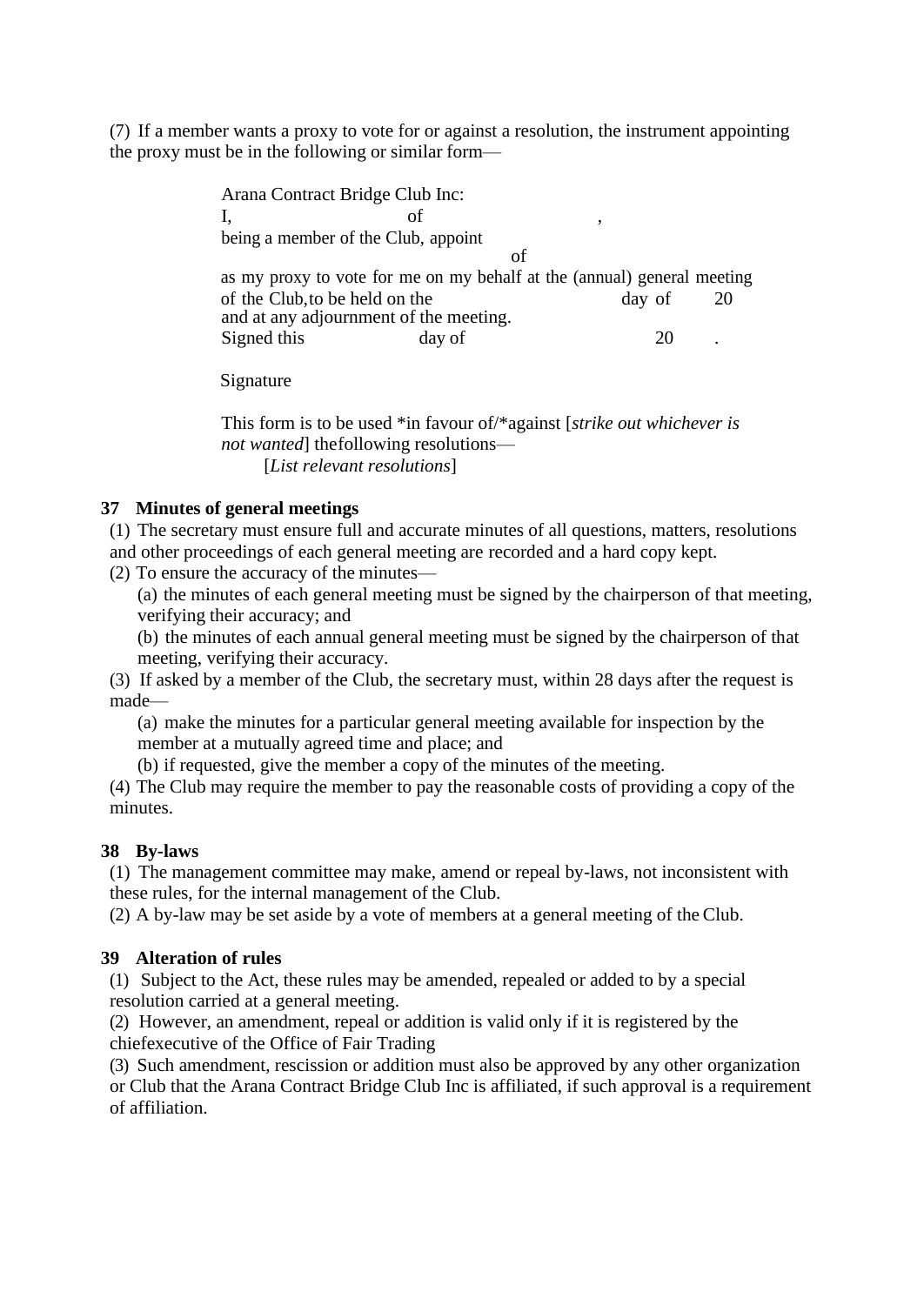(7) If a member wants a proxy to vote for or against a resolution, the instrument appointing the proxy must be in the following or similar form—

> Arana Contract Bridge Club Inc:
> I, of ,
> being a member of the Club, appoint
> of
> as my proxy to vote for me on my behalf at the (annual) general meeting of the Club, to be held on the day of 20
> and at any adjournment of the meeting.
> Signed this day of 20 .
>
> Signature
>
> This form is to be used *in favour of/*against [*strike out whichever is not wanted*] the following resolutions—
>
> [*List relevant resolutions*]

### 37 Minutes of general meetings

(1) The secretary must ensure full and accurate minutes of all questions, matters, resolutions and other proceedings of each general meeting are recorded and a hard copy kept.

(2) To ensure the accuracy of the minutes—

(a) the minutes of each general meeting must be signed by the chairperson of that meeting, verifying their accuracy; and

(b) the minutes of each annual general meeting must be signed by the chairperson of that meeting, verifying their accuracy.

(3) If asked by a member of the Club, the secretary must, within 28 days after the request is made—

(a) make the minutes for a particular general meeting available for inspection by the member at a mutually agreed time and place; and

(b) if requested, give the member a copy of the minutes of the meeting.

(4) The Club may require the member to pay the reasonable costs of providing a copy of the minutes.

### 38 By-laws

(1) The management committee may make, amend or repeal by-laws, not inconsistent with these rules, for the internal management of the Club.

(2) A by-law may be set aside by a vote of members at a general meeting of the Club.

### 39 Alteration of rules

(1) Subject to the Act, these rules may be amended, repealed or added to by a special resolution carried at a general meeting.

(2) However, an amendment, repeal or addition is valid only if it is registered by the chief executive of the Office of Fair Trading

(3) Such amendment, rescission or addition must also be approved by any other organization or Club that the Arana Contract Bridge Club Inc is affiliated, if such approval is a requirement of affiliation.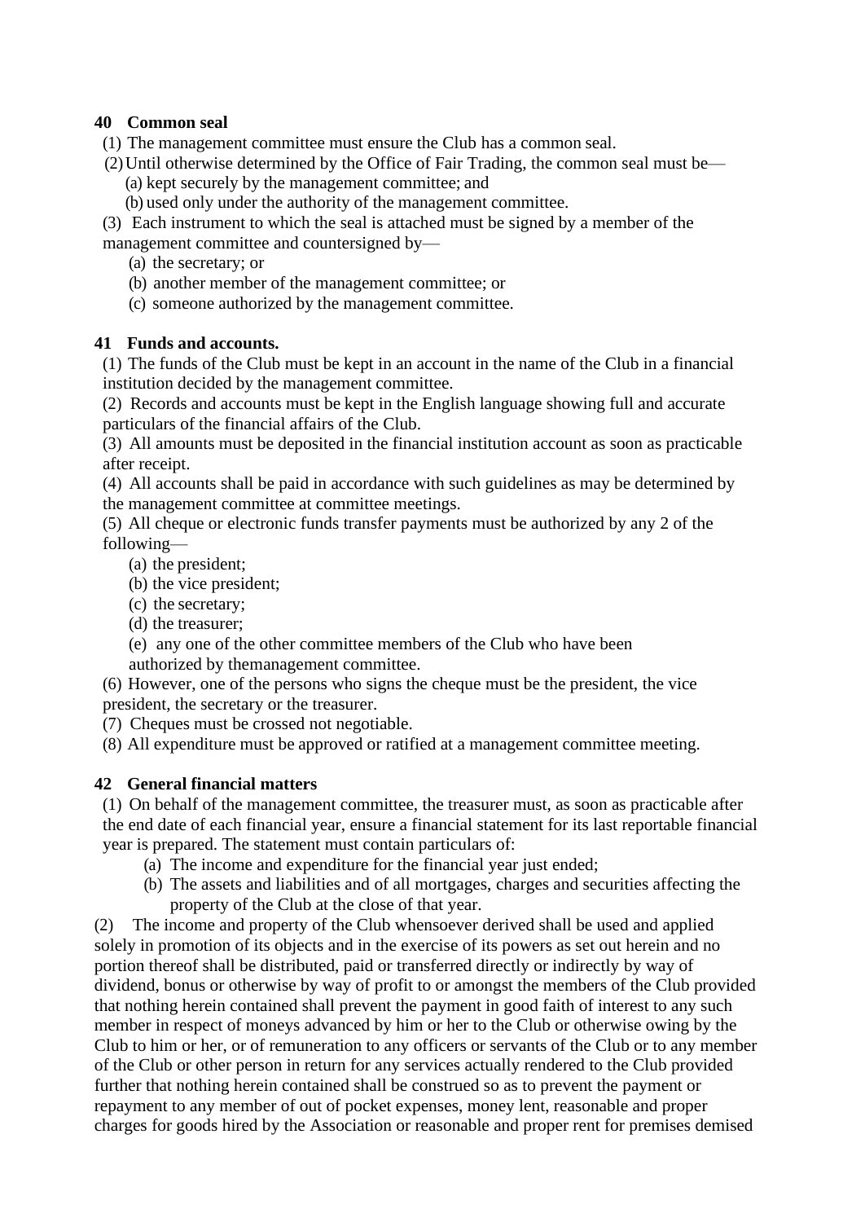**40 Common seal**

(1) The management committee must ensure the Club has a common seal.

(2) Until otherwise determined by the Office of Fair Trading, the common seal must be—

(a) kept securely by the management committee; and

(b) used only under the authority of the management committee.

(3) Each instrument to which the seal is attached must be signed by a member of the management committee and countersigned by—

(a) the secretary; or

(b) another member of the management committee; or

(c) someone authorized by the management committee.

**41 Funds and accounts.**

(1) The funds of the Club must be kept in an account in the name of the Club in a financial institution decided by the management committee.

(2) Records and accounts must be kept in the English language showing full and accurate particulars of the financial affairs of the Club.

(3) All amounts must be deposited in the financial institution account as soon as practicable after receipt.

(4) All accounts shall be paid in accordance with such guidelines as may be determined by the management committee at committee meetings.

(5) All cheque or electronic funds transfer payments must be authorized by any 2 of the following—

(a) the president;

(b) the vice president;

(c) the secretary;

(d) the treasurer;

(e) any one of the other committee members of the Club who have been authorized by themanagement committee.

(6) However, one of the persons who signs the cheque must be the president, the vice president, the secretary or the treasurer.

(7) Cheques must be crossed not negotiable.

(8) All expenditure must be approved or ratified at a management committee meeting.

**42 General financial matters**

(1) On behalf of the management committee, the treasurer must, as soon as practicable after the end date of each financial year, ensure a financial statement for its last reportable financial year is prepared. The statement must contain particulars of:

(a) The income and expenditure for the financial year just ended;

(b) The assets and liabilities and of all mortgages, charges and securities affecting the property of the Club at the close of that year.

(2) The income and property of the Club whensoever derived shall be used and applied solely in promotion of its objects and in the exercise of its powers as set out herein and no portion thereof shall be distributed, paid or transferred directly or indirectly by way of dividend, bonus or otherwise by way of profit to or amongst the members of the Club provided that nothing herein contained shall prevent the payment in good faith of interest to any such member in respect of moneys advanced by him or her to the Club or otherwise owing by the Club to him or her, or of remuneration to any officers or servants of the Club or to any member of the Club or other person in return for any services actually rendered to the Club provided further that nothing herein contained shall be construed so as to prevent the payment or repayment to any member of out of pocket expenses, money lent, reasonable and proper charges for goods hired by the Association or reasonable and proper rent for premises demised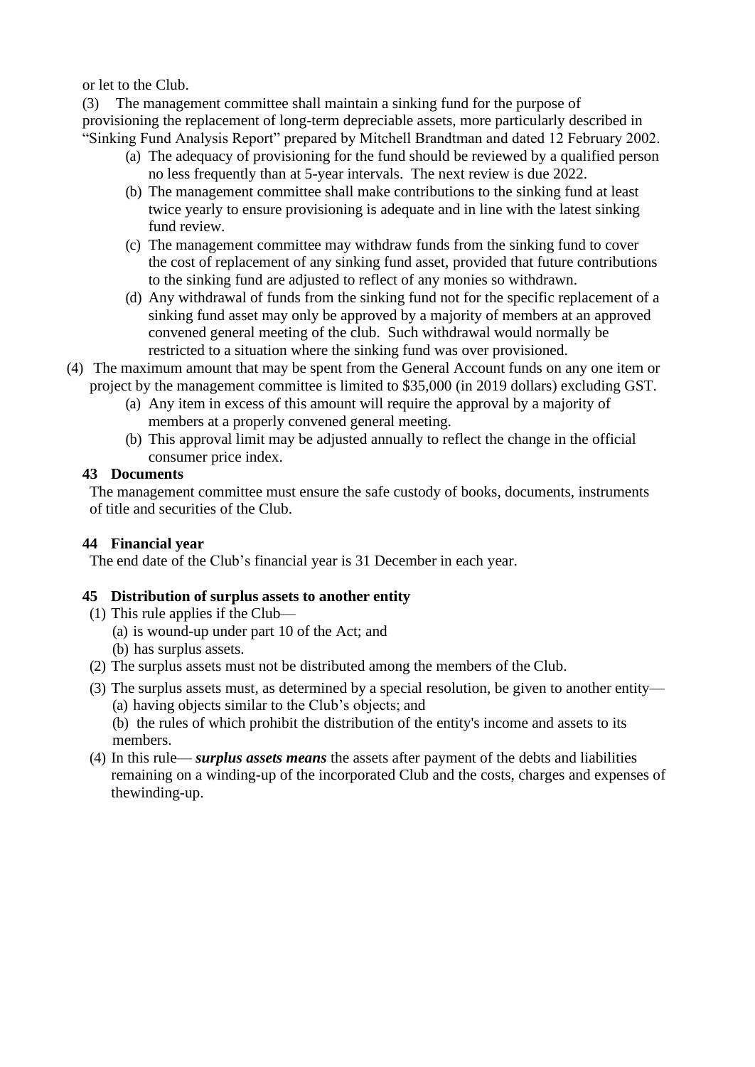or let to the Club.

(3) The management committee shall maintain a sinking fund for the purpose of provisioning the replacement of long-term depreciable assets, more particularly described in "Sinking Fund Analysis Report" prepared by Mitchell Brandtman and dated 12 February 2002.

- (a) The adequacy of provisioning for the fund should be reviewed by a qualified person no less frequently than at 5-year intervals. The next review is due 2022.
- (b) The management committee shall make contributions to the sinking fund at least twice yearly to ensure provisioning is adequate and in line with the latest sinking fund review.
- (c) The management committee may withdraw funds from the sinking fund to cover the cost of replacement of any sinking fund asset, provided that future contributions to the sinking fund are adjusted to reflect of any monies so withdrawn.
- (d) Any withdrawal of funds from the sinking fund not for the specific replacement of a sinking fund asset may only be approved by a majority of members at an approved convened general meeting of the club. Such withdrawal would normally be restricted to a situation where the sinking fund was over provisioned.

(4) The maximum amount that may be spent from the General Account funds on any one item or project by the management committee is limited to $35,000 (in 2019 dollars) excluding GST.

- (a) Any item in excess of this amount will require the approval by a majority of members at a properly convened general meeting.
- (b) This approval limit may be adjusted annually to reflect the change in the official consumer price index.

**43 Documents**

The management committee must ensure the safe custody of books, documents, instruments of title and securities of the Club.

**44 Financial year**

The end date of the Club's financial year is 31 December in each year.

**45 Distribution of surplus assets to another entity**

(1) This rule applies if the Club—
  (a) is wound-up under part 10 of the Act; and
  (b) has surplus assets.

(2) The surplus assets must not be distributed among the members of the Club.

(3) The surplus assets must, as determined by a special resolution, be given to another entity—
  (a) having objects similar to the Club's objects; and
  (b) the rules of which prohibit the distribution of the entity's income and assets to its members.

(4) In this rule— ***surplus assets means*** the assets after payment of the debts and liabilities remaining on a winding-up of the incorporated Club and the costs, charges and expenses of thewinding-up.